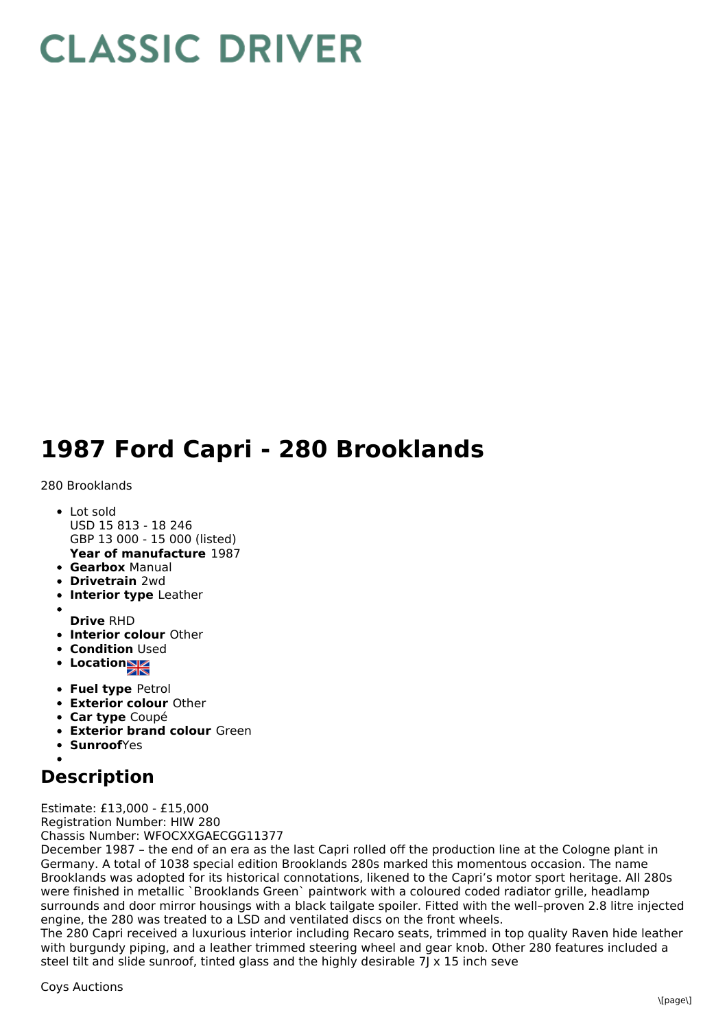# CLASSIC DRIVER

# 1987 Ford Capri - 280 Brooklands

280 Brooklands

- Lot sold
  USD 15 813 - 18 246
  GBP 13 000 - 15 000 (listed)
  **Year of manufacture** 1987
- **Gearbox** Manual
- **Drivetrain** 2wd
- **Interior type** Leather
- 
  **Drive** RHD
- **Interior colour** Other
- **Condition** Used
- **Location**
- **Fuel type** Petrol
- **Exterior colour** Other
- **Car type** Coupé
- **Exterior brand colour** Green
- **Sunroof** Yes
- 

## Description

Estimate: £13,000 - £15,000
Registration Number: HIW 280
Chassis Number: WFOCXXGAECGG11377
December 1987 – the end of an era as the last Capri rolled off the production line at the Cologne plant in Germany. A total of 1038 special edition Brooklands 280s marked this momentous occasion. The name Brooklands was adopted for its historical connotations, likened to the Capri's motor sport heritage. All 280s were finished in metallic `Brooklands Green` paintwork with a coloured coded radiator grille, headlamp surrounds and door mirror housings with a black tailgate spoiler. Fitted with the well–proven 2.8 litre injected engine, the 280 was treated to a LSD and ventilated discs on the front wheels.
The 280 Capri received a luxurious interior including Recaro seats, trimmed in top quality Raven hide leather with burgundy piping, and a leather trimmed steering wheel and gear knob. Other 280 features included a steel tilt and slide sunroof, tinted glass and the highly desirable 7J x 15 inch seve

Coys Auctions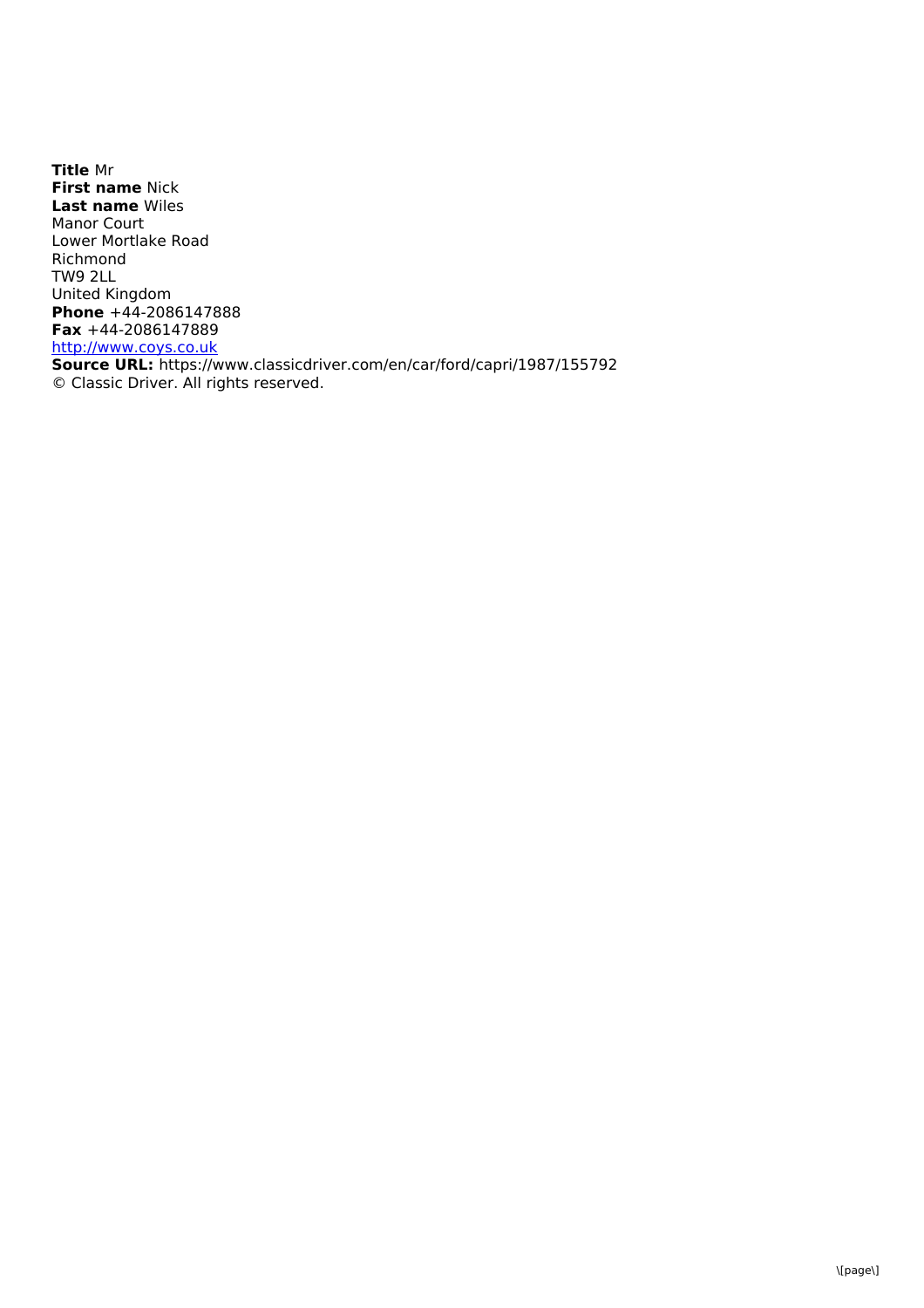**Title** Mr
**First name** Nick
**Last name** Wiles
Manor Court
Lower Mortlake Road
Richmond
TW9 2LL
United Kingdom
**Phone** +44-2086147888
**Fax** +44-2086147889
[http://www.coys.co.uk](http://www.coys.co.uk)
**Source URL:** https://www.classicdriver.com/en/car/ford/capri/1987/155792
© Classic Driver. All rights reserved.